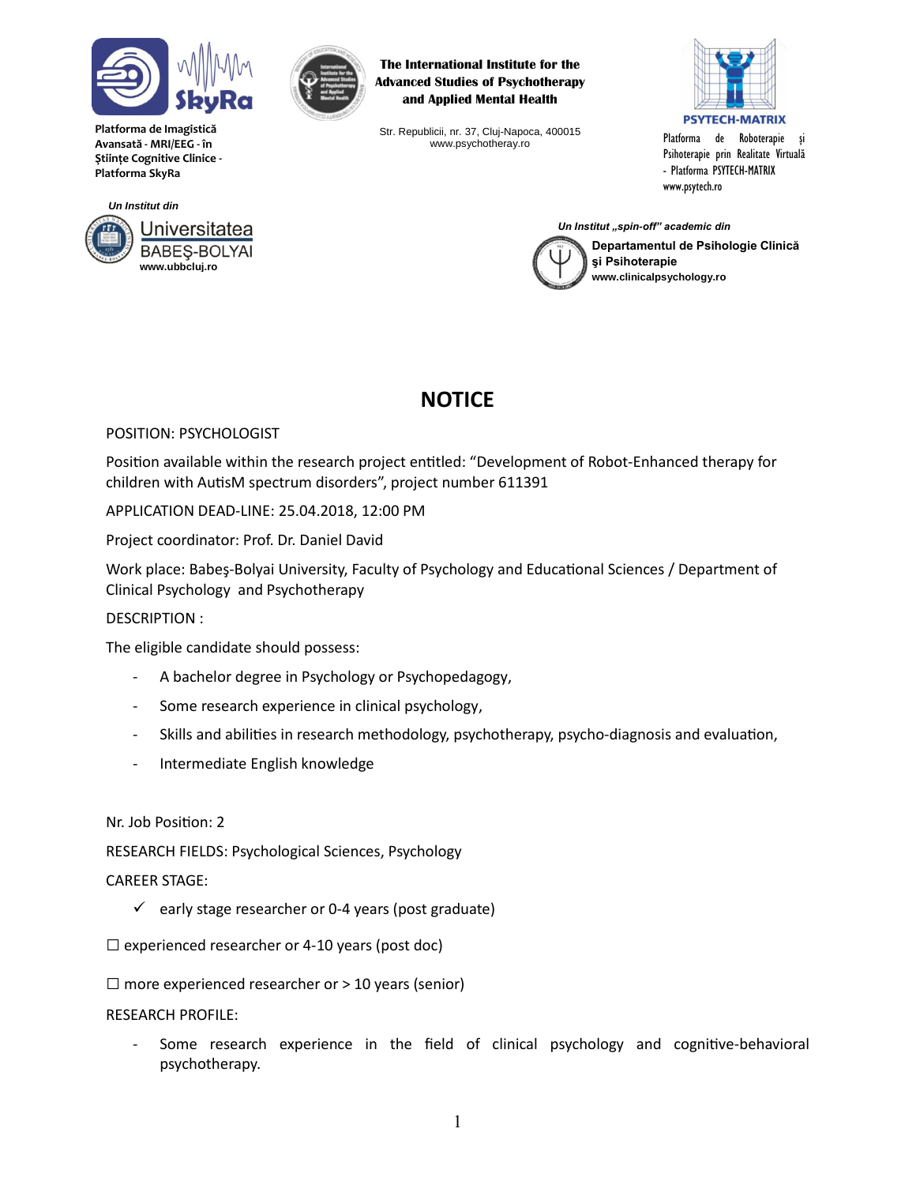Platforma de Imagistică Avansată - MRI/EEG - în Ştiințe Cognitive Clinice - Platforma SkyRa

**The International Institute for the Advanced Studies of Psychotherapy and Applied Mental Health**

Str. Republicii, nr. 37, Cluj-Napoca, 400015
www.psychotheray.ro

PSYTECH-MATRIX

Platforma de Roboterapie și Psihoterapie prin Realitate Virtuală - Platforma PSYTECH-MATRIX
www.psytech.ro

*Un Institut din*

Universitatea BABEŞ-BOLYAI
www.ubbcluj.ro

*Un Institut „spin-off" academic din*

**Departamentul de Psihologie Clinică şi Psihoterapie**
**www.clinicalpsychology.ro**

# NOTICE

POSITION: PSYCHOLOGIST

Position available within the research project entitled: "Development of Robot-Enhanced therapy for children with AutisM spectrum disorders", project number 611391

APPLICATION DEAD-LINE: 25.04.2018, 12:00 PM

Project coordinator: Prof. Dr. Daniel David

Work place: Babeş-Bolyai University, Faculty of Psychology and Educational Sciences / Department of Clinical Psychology and Psychotherapy

DESCRIPTION :

The eligible candidate should possess:

- A bachelor degree in Psychology or Psychopedagogy,
- Some research experience in clinical psychology,
- Skills and abilities in research methodology, psychotherapy, psycho-diagnosis and evaluation,
- Intermediate English knowledge

Nr. Job Position: 2

RESEARCH FIELDS: Psychological Sciences, Psychology

CAREER STAGE:

- ✓ early stage researcher or 0-4 years (post graduate)

☐ experienced researcher or 4-10 years (post doc)

☐ more experienced researcher or > 10 years (senior)

RESEARCH PROFILE:

- Some research experience in the field of clinical psychology and cognitive-behavioral psychotherapy.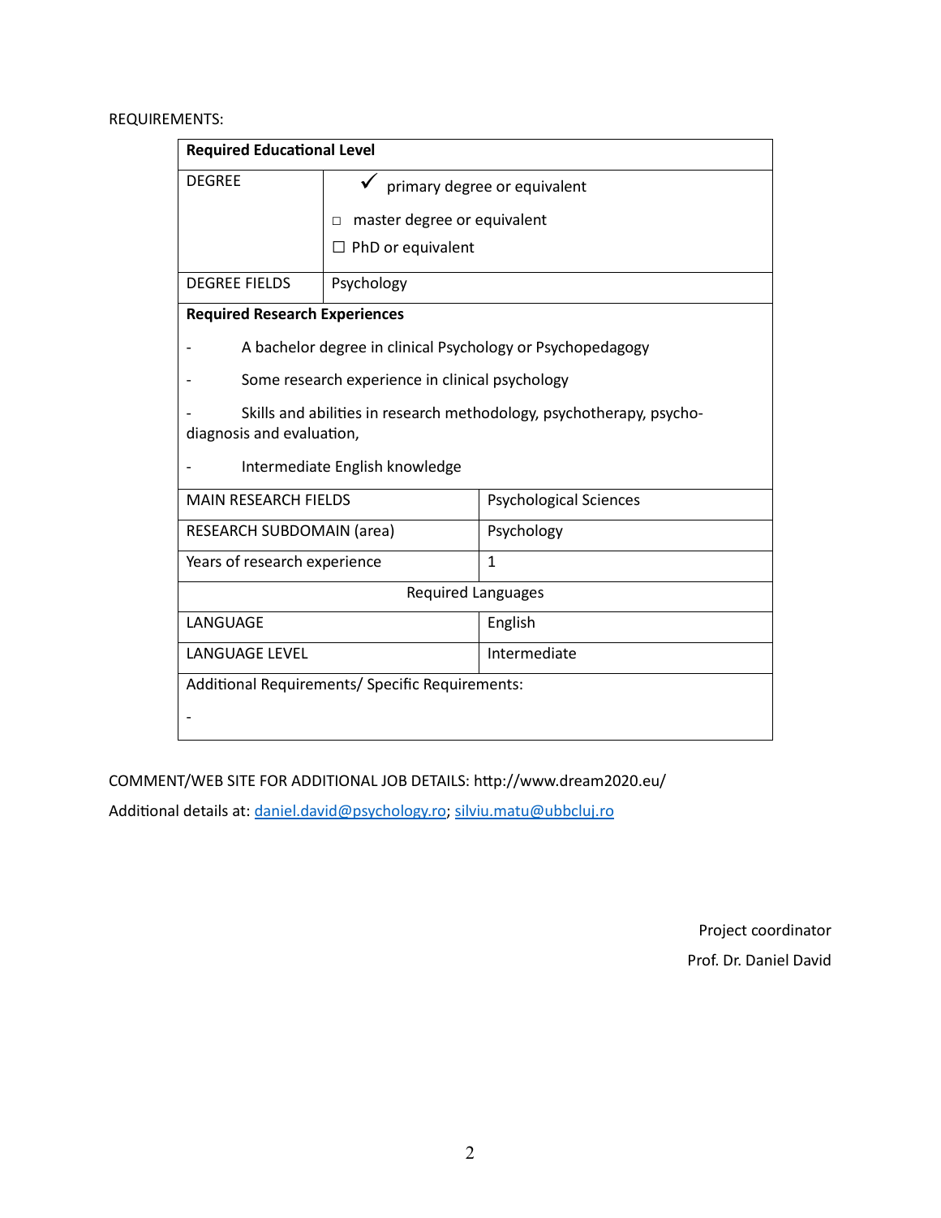REQUIREMENTS:

| | | | |
|---|---|---|---|
| **Required Educational Level** | | | |
| DEGREE | ✓ primary degree or equivalent<br>□ master degree or equivalent<br>☐ PhD or equivalent | | |
| DEGREE FIELDS | Psychology | | |
| **Required Research Experiences**<br>- A bachelor degree in clinical Psychology or Psychopedagogy<br>- Some research experience in clinical psychology<br>- Skills and abilities in research methodology, psychotherapy, psycho-diagnosis and evaluation,<br>- Intermediate English knowledge | | | |
| MAIN RESEARCH FIELDS | | Psychological Sciences | |
| RESEARCH SUBDOMAIN (area) | | Psychology | |
| Years of research experience | | 1 | |
| Required Languages | | | |
| LANGUAGE | | English | |
| LANGUAGE LEVEL | | Intermediate | |
| Additional Requirements/ Specific Requirements:<br>- | | | |

COMMENT/WEB SITE FOR ADDITIONAL JOB DETAILS: http://www.dream2020.eu/

Additional details at: daniel.david@psychology.ro; silviu.matu@ubbcluj.ro

Project coordinator

Prof. Dr. Daniel David